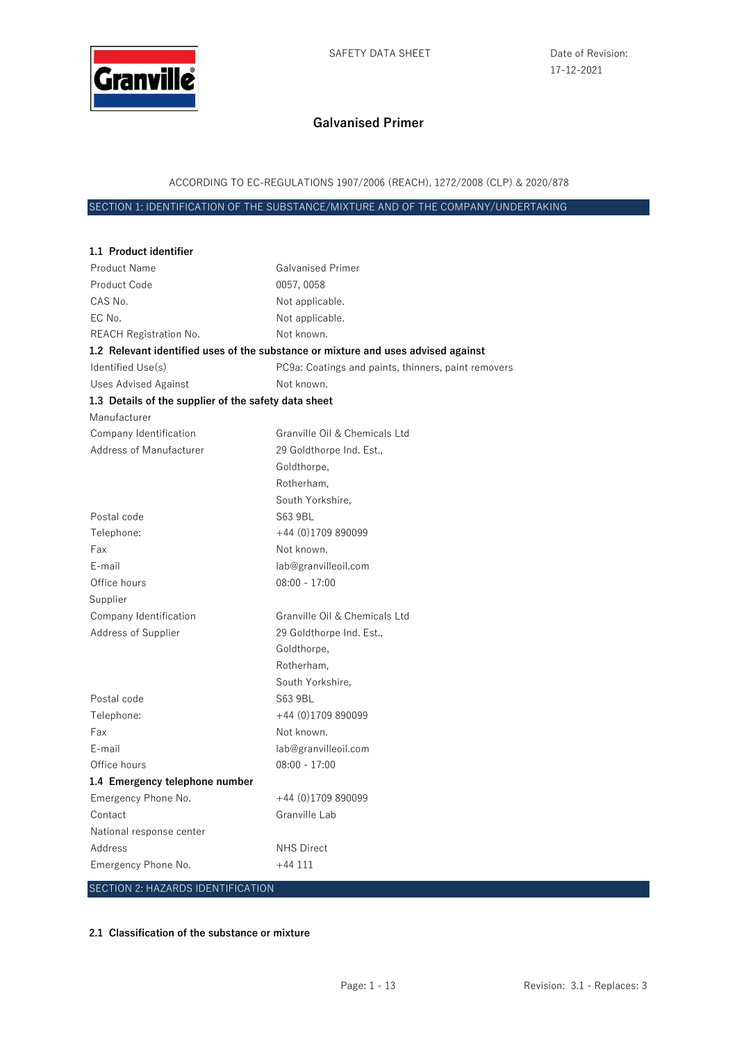SAFETY DATA SHEET

Date of Revision: 17-12-2021

# Galvanised Primer

ACCORDING TO EC-REGULATIONS 1907/2006 (REACH), 1272/2008 (CLP) & 2020/878

## SECTION 1: IDENTIFICATION OF THE SUBSTANCE/MIXTURE AND OF THE COMPANY/UNDERTAKING

### 1.1 Product identifier

| | |
|---|---|
| Product Name | Galvanised Primer |
| Product Code | 0057, 0058 |
| CAS No. | Not applicable. |
| EC No. | Not applicable. |
| REACH Registration No. | Not known. |

### 1.2 Relevant identified uses of the substance or mixture and uses advised against

| | |
|---|---|
| Identified Use(s) | PC9a: Coatings and paints, thinners, paint removers |
| Uses Advised Against | Not known. |

### 1.3 Details of the supplier of the safety data sheet

Manufacturer

| | |
|---|---|
| Company Identification | Granville Oil & Chemicals Ltd |
| Address of Manufacturer | 29 Goldthorpe Ind. Est., Goldthorpe, Rotherham, South Yorkshire, |
| Postal code | S63 9BL |
| Telephone: | +44 (0)1709 890099 |
| Fax | Not known. |
| E-mail | lab@granvilleoil.com |
| Office hours | 08:00 - 17:00 |

Supplier

| | |
|---|---|
| Company Identification | Granville Oil & Chemicals Ltd |
| Address of Supplier | 29 Goldthorpe Ind. Est., Goldthorpe, Rotherham, South Yorkshire, |
| Postal code | S63 9BL |
| Telephone: | +44 (0)1709 890099 |
| Fax | Not known. |
| E-mail | lab@granvilleoil.com |
| Office hours | 08:00 - 17:00 |

### 1.4 Emergency telephone number

| | |
|---|---|
| Emergency Phone No. | +44 (0)1709 890099 |
| Contact | Granville Lab |

National response center

| | |
|---|---|
| Address | NHS Direct |
| Emergency Phone No. | +44 111 |

## SECTION 2: HAZARDS IDENTIFICATION

### 2.1 Classification of the substance or mixture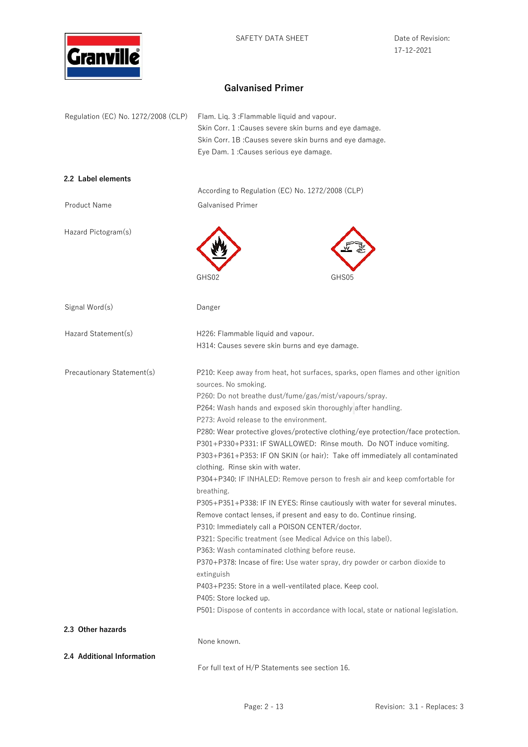# Galvanised Primer

| | |
|---|---|
| Regulation (EC) No. 1272/2008 (CLP) | Flam. Liq. 3 :Flammable liquid and vapour.<br>Skin Corr. 1 :Causes severe skin burns and eye damage.<br>Skin Corr. 1B :Causes severe skin burns and eye damage.<br>Eye Dam. 1 :Causes serious eye damage. |

## 2.2 Label elements

According to Regulation (EC) No. 1272/2008 (CLP)

**Product Name**: Galvanised Primer

**Hazard Pictogram(s)**: GHS02, GHS05

**Signal Word(s)**: Danger

**Hazard Statement(s)**:

H226: Flammable liquid and vapour.
H314: Causes severe skin burns and eye damage.

**Precautionary Statement(s)**:

P210: Keep away from heat, hot surfaces, sparks, open flames and other ignition sources. No smoking.
P260: Do not breathe dust/fume/gas/mist/vapours/spray.
P264: Wash hands and exposed skin thoroughly after handling.
P273: Avoid release to the environment.
P280: Wear protective gloves/protective clothing/eye protection/face protection.
P301+P330+P331: IF SWALLOWED: Rinse mouth. Do NOT induce vomiting.
P303+P361+P353: IF ON SKIN (or hair): Take off immediately all contaminated clothing. Rinse skin with water.
P304+P340: IF INHALED: Remove person to fresh air and keep comfortable for breathing.
P305+P351+P338: IF IN EYES: Rinse cautiously with water for several minutes. Remove contact lenses, if present and easy to do. Continue rinsing.
P310: Immediately call a POISON CENTER/doctor.
P321: Specific treatment (see Medical Advice on this label).
P363: Wash contaminated clothing before reuse.
P370+P378: Incase of fire: Use water spray, dry powder or carbon dioxide to extinguish
P403+P235: Store in a well-ventilated place. Keep cool.
P405: Store locked up.
P501: Dispose of contents in accordance with local, state or national legislation.

## 2.3 Other hazards

None known.

## 2.4 Additional Information

For full text of H/P Statements see section 16.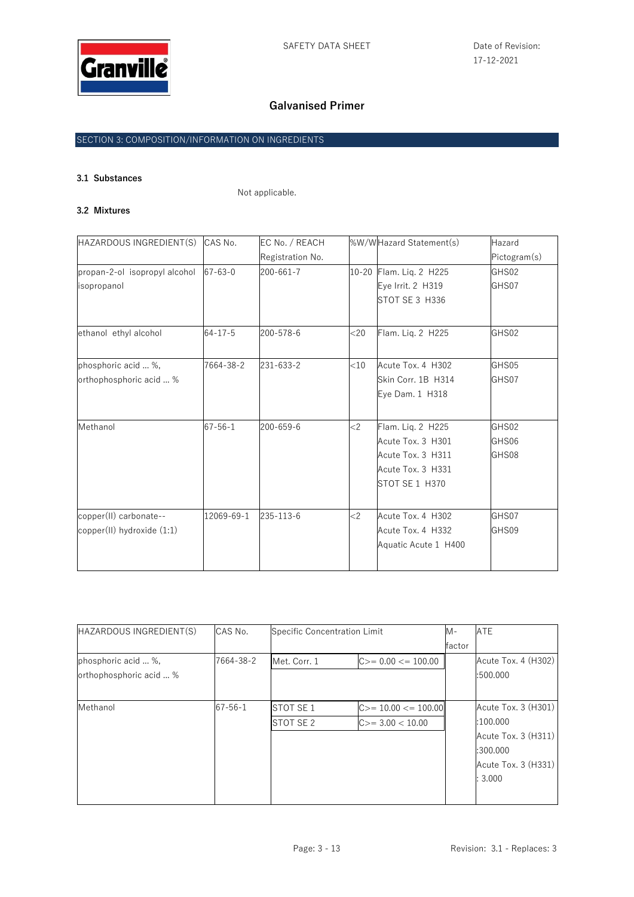## Galvanised Primer

## SECTION 3: COMPOSITION/INFORMATION ON INGREDIENTS

### 3.1 Substances

Not applicable.

### 3.2 Mixtures

| HAZARDOUS INGREDIENT(S) | CAS No. | EC No. / REACH Registration No. | %W/W | Hazard Statement(s) | Hazard Pictogram(s) |
|---|---|---|---|---|---|
| propan-2-ol isopropyl alcohol isopropanol | 67-63-0 | 200-661-7 | 10-20 | Flam. Liq. 2 H225<br>Eye Irrit. 2 H319<br>STOT SE 3 H336 | GHS02<br>GHS07 |
| ethanol ethyl alcohol | 64-17-5 | 200-578-6 | <20 | Flam. Liq. 2 H225 | GHS02 |
| phosphoric acid ... %, orthophosphoric acid ... % | 7664-38-2 | 231-633-2 | <10 | Acute Tox. 4 H302<br>Skin Corr. 1B H314<br>Eye Dam. 1 H318 | GHS05<br>GHS07 |
| Methanol | 67-56-1 | 200-659-6 | <2 | Flam. Liq. 2 H225<br>Acute Tox. 3 H301<br>Acute Tox. 3 H311<br>Acute Tox. 3 H331<br>STOT SE 1 H370 | GHS02<br>GHS06<br>GHS08 |
| copper(II) carbonate--copper(II) hydroxide (1:1) | 12069-69-1 | 235-113-6 | <2 | Acute Tox. 4 H302<br>Acute Tox. 4 H332<br>Aquatic Acute 1 H400 | GHS07<br>GHS09 |

| HAZARDOUS INGREDIENT(S) | CAS No. | Specific Concentration Limit | | M-factor | ATE |
|---|---|---|---|---|---|
| phosphoric acid ... %, orthophosphoric acid ... % | 7664-38-2 | Met. Corr. 1 | C>= 0.00 <= 100.00 | | Acute Tox. 4 (H302) :500.000 |
| Methanol | 67-56-1 | STOT SE 1<br>STOT SE 2 | C>= 10.00 <= 100.00<br>C>= 3.00 < 10.00 | | Acute Tox. 3 (H301) :100.000<br>Acute Tox. 3 (H311) :300.000<br>Acute Tox. 3 (H331) : 3.000 |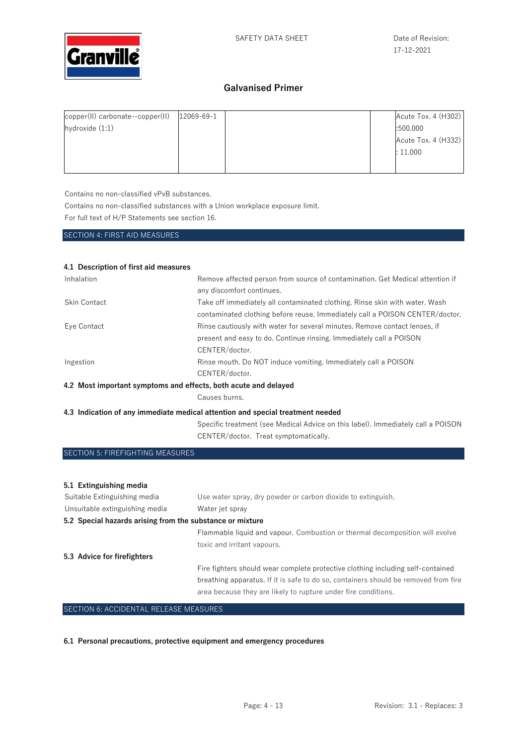| copper(II) carbonate--copper(II) hydroxide (1:1) | 12069-69-1 | | | Acute Tox. 4 (H302) :500.000 Acute Tox. 4 (H332) : 11.000 |
|---|---|---|---|---|

Contains no non-classified vPvB substances.

Contains no non-classified substances with a Union workplace exposure limit.

For full text of H/P Statements see section 16.

## SECTION 4: FIRST AID MEASURES

### 4.1 Description of first aid measures

| | |
|---|---|
| Inhalation | Remove affected person from source of contamination. Get Medical attention if any discomfort continues. |
| Skin Contact | Take off immediately all contaminated clothing. Rinse skin with water. Wash contaminated clothing before reuse. Immediately call a POISON CENTER/doctor. |
| Eye Contact | Rinse cautiously with water for several minutes. Remove contact lenses, if present and easy to do. Continue rinsing. Immediately call a POISON CENTER/doctor. |
| Ingestion | Rinse mouth. Do NOT induce vomiting. Immediately call a POISON CENTER/doctor. |

### 4.2 Most important symptoms and effects, both acute and delayed

Causes burns.

### 4.3 Indication of any immediate medical attention and special treatment needed

Specific treatment (see Medical Advice on this label). Immediately call a POISON CENTER/doctor. Treat symptomatically.

## SECTION 5: FIREFIGHTING MEASURES

### 5.1 Extinguishing media

| | |
|---|---|
| Suitable Extinguishing media | Use water spray, dry powder or carbon dioxide to extinguish. |
| Unsuitable extinguishing media | Water jet spray |

### 5.2 Special hazards arising from the substance or mixture

Flammable liquid and vapour. Combustion or thermal decomposition will evolve toxic and irritant vapours.

### 5.3 Advice for firefighters

Fire fighters should wear complete protective clothing including self-contained breathing apparatus. If it is safe to do so, containers should be removed from fire area because they are likely to rupture under fire conditions.

## SECTION 6: ACCIDENTAL RELEASE MEASURES

### 6.1 Personal precautions, protective equipment and emergency procedures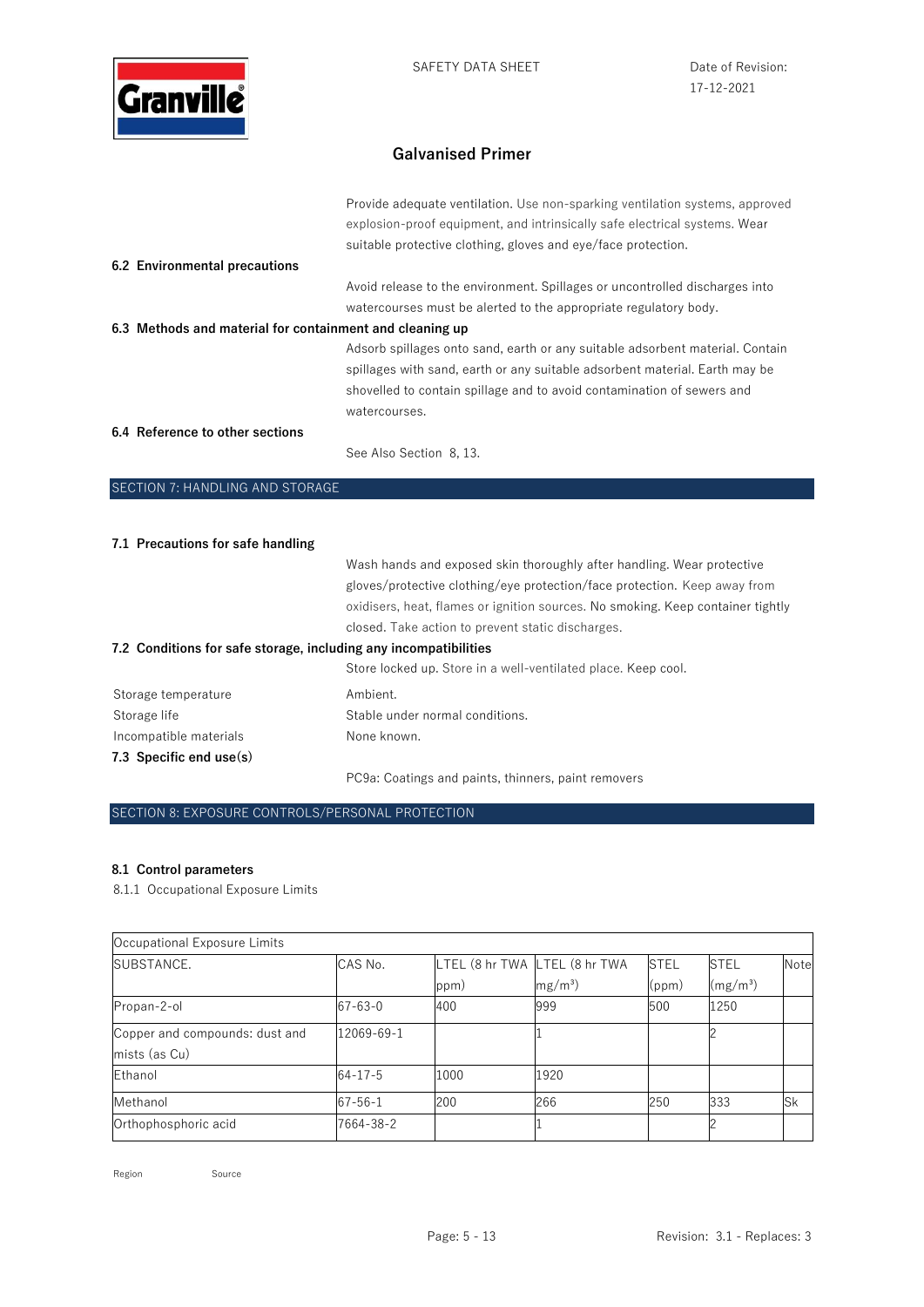Provide adequate ventilation. Use non-sparking ventilation systems, approved explosion-proof equipment, and intrinsically safe electrical systems. Wear suitable protective clothing, gloves and eye/face protection.

**6.2 Environmental precautions**

Avoid release to the environment. Spillages or uncontrolled discharges into watercourses must be alerted to the appropriate regulatory body.

**6.3 Methods and material for containment and cleaning up**

Adsorb spillages onto sand, earth or any suitable adsorbent material. Contain spillages with sand, earth or any suitable adsorbent material. Earth may be shovelled to contain spillage and to avoid contamination of sewers and watercourses.

**6.4 Reference to other sections**

See Also Section 8, 13.

## SECTION 7: HANDLING AND STORAGE

**7.1 Precautions for safe handling**

Wash hands and exposed skin thoroughly after handling. Wear protective gloves/protective clothing/eye protection/face protection. Keep away from oxidisers, heat, flames or ignition sources. No smoking. Keep container tightly closed. Take action to prevent static discharges.

**7.2 Conditions for safe storage, including any incompatibilities**

Store locked up. Store in a well-ventilated place. Keep cool.

Storage temperature: Ambient.

Storage life: Stable under normal conditions.

Incompatible materials: None known.

**7.3 Specific end use(s)**

PC9a: Coatings and paints, thinners, paint removers

## SECTION 8: EXPOSURE CONTROLS/PERSONAL PROTECTION

**8.1 Control parameters**

8.1.1 Occupational Exposure Limits

| Occupational Exposure Limits | | | | | | |
|---|---|---|---|---|---|---|
| SUBSTANCE. | CAS No. | LTEL (8 hr TWA ppm) | LTEL (8 hr TWA $mg/m^3$) | STEL (ppm) | STEL ($mg/m^3$) | Note |
| Propan-2-ol | 67-63-0 | 400 | 999 | 500 | 1250 | |
| Copper and compounds: dust and mists (as Cu) | 12069-69-1 | | 1 | | 2 | |
| Ethanol | 64-17-5 | 1000 | 1920 | | | |
| Methanol | 67-56-1 | 200 | 266 | 250 | 333 | Sk |
| Orthophosphoric acid | 7664-38-2 | | 1 | | 2 | |

Region Source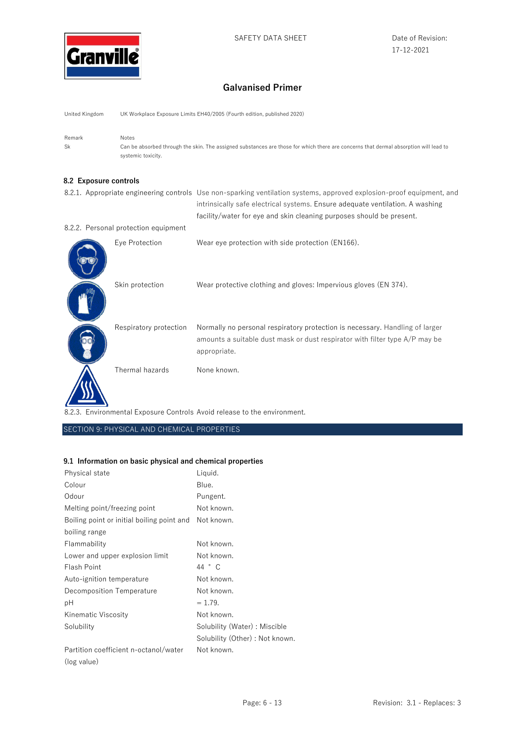| United Kingdom | UK Workplace Exposure Limits EH40/2005 (Fourth edition, published 2020) |
|---|---|

| Remark | Notes |
|---|---|
| Sk | Can be absorbed through the skin. The assigned substances are those for which there are concerns that dermal absorption will lead to systemic toxicity. |

### 8.2 Exposure controls

| | |
|---|---|
| 8.2.1. Appropriate engineering controls | Use non-sparking ventilation systems, approved explosion-proof equipment, and intrinsically safe electrical systems. Ensure adequate ventilation. A washing facility/water for eye and skin cleaning purposes should be present. |

8.2.2. Personal protection equipment

| | |
|---|---|
| Eye Protection | Wear eye protection with side protection (EN166). |
| Skin protection | Wear protective clothing and gloves: Impervious gloves (EN 374). |
| Respiratory protection | Normally no personal respiratory protection is necessary. Handling of larger amounts a suitable dust mask or dust respirator with filter type A/P may be appropriate. |
| Thermal hazards | None known. |

| | |
|---|---|
| 8.2.3. Environmental Exposure Controls | Avoid release to the environment. |

## SECTION 9: PHYSICAL AND CHEMICAL PROPERTIES

### 9.1 Information on basic physical and chemical properties

| | |
|---|---|
| Physical state | Liquid. |
| Colour | Blue. |
| Odour | Pungent. |
| Melting point/freezing point | Not known. |
| Boiling point or initial boiling point and boiling range | Not known. |
| Flammability | Not known. |
| Lower and upper explosion limit | Not known. |
| Flash Point | 44 ° C |
| Auto-ignition temperature | Not known. |
| Decomposition Temperature | Not known. |
| pH | = 1.79. |
| Kinematic Viscosity | Not known. |
| Solubility | Solubility (Water) : Miscible<br>Solubility (Other) : Not known. |
| Partition coefficient n-octanol/water (log value) | Not known. |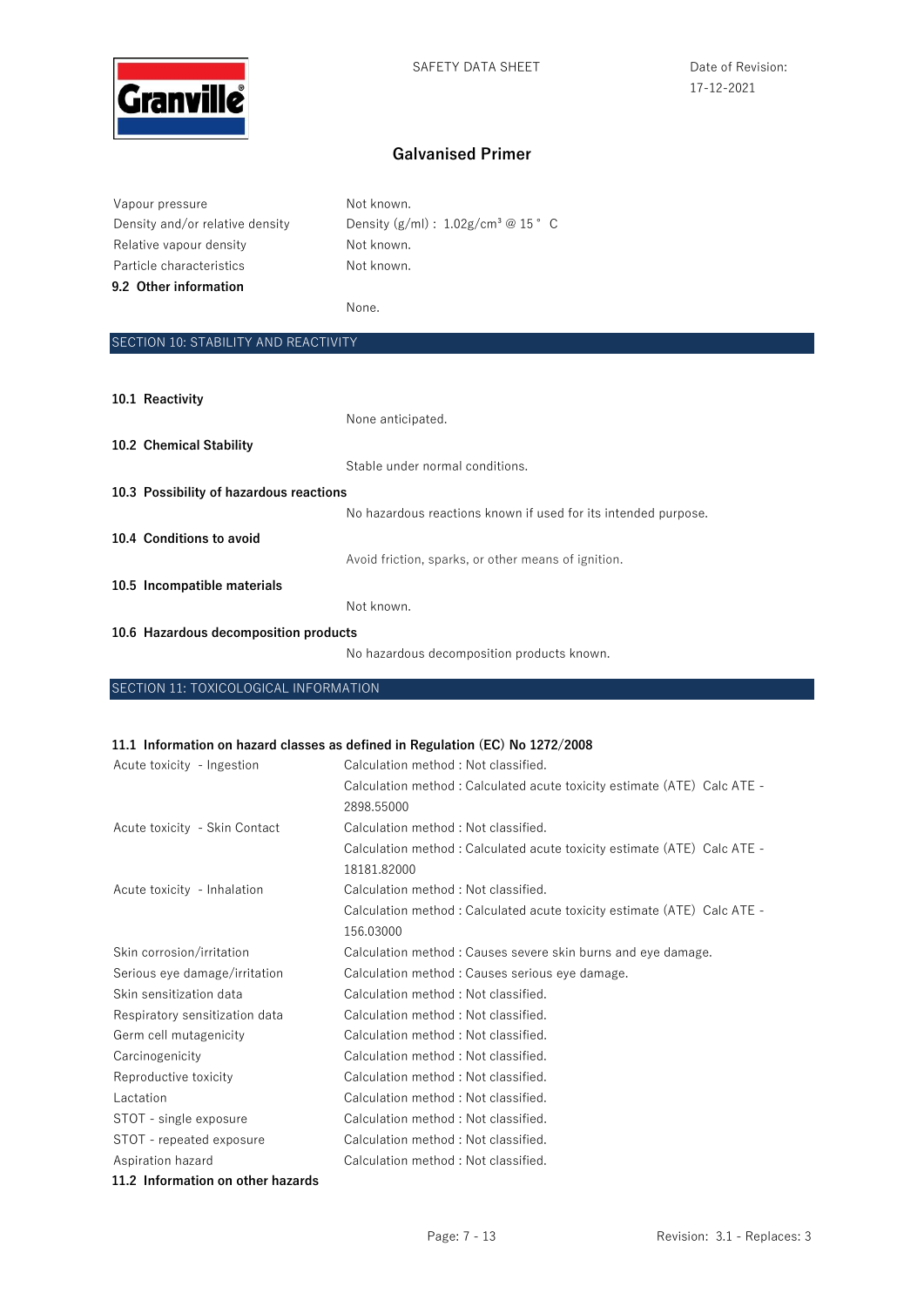| | |
|---|---|
| Vapour pressure | Not known. |
| Density and/or relative density | Density (g/ml) : 1.02g/cm³ @ 15 ° C |
| Relative vapour density | Not known. |
| Particle characteristics | Not known. |

**9.2 Other information**

None.

## SECTION 10: STABILITY AND REACTIVITY

**10.1 Reactivity**

None anticipated.

**10.2 Chemical Stability**

Stable under normal conditions.

**10.3 Possibility of hazardous reactions**

No hazardous reactions known if used for its intended purpose.

**10.4 Conditions to avoid**

Avoid friction, sparks, or other means of ignition.

**10.5 Incompatible materials**

Not known.

**10.6 Hazardous decomposition products**

No hazardous decomposition products known.

## SECTION 11: TOXICOLOGICAL INFORMATION

**11.1 Information on hazard classes as defined in Regulation (EC) No 1272/2008**

| | |
|---|---|
| Acute toxicity - Ingestion | Calculation method : Not classified. |
| | Calculation method : Calculated acute toxicity estimate (ATE) Calc ATE - 2898.55000 |
| Acute toxicity - Skin Contact | Calculation method : Not classified. |
| | Calculation method : Calculated acute toxicity estimate (ATE) Calc ATE - 18181.82000 |
| Acute toxicity - Inhalation | Calculation method : Not classified. |
| | Calculation method : Calculated acute toxicity estimate (ATE) Calc ATE - 156.03000 |
| Skin corrosion/irritation | Calculation method : Causes severe skin burns and eye damage. |
| Serious eye damage/irritation | Calculation method : Causes serious eye damage. |
| Skin sensitization data | Calculation method : Not classified. |
| Respiratory sensitization data | Calculation method : Not classified. |
| Germ cell mutagenicity | Calculation method : Not classified. |
| Carcinogenicity | Calculation method : Not classified. |
| Reproductive toxicity | Calculation method : Not classified. |
| Lactation | Calculation method : Not classified. |
| STOT - single exposure | Calculation method : Not classified. |
| STOT - repeated exposure | Calculation method : Not classified. |
| Aspiration hazard | Calculation method : Not classified. |

**11.2 Information on other hazards**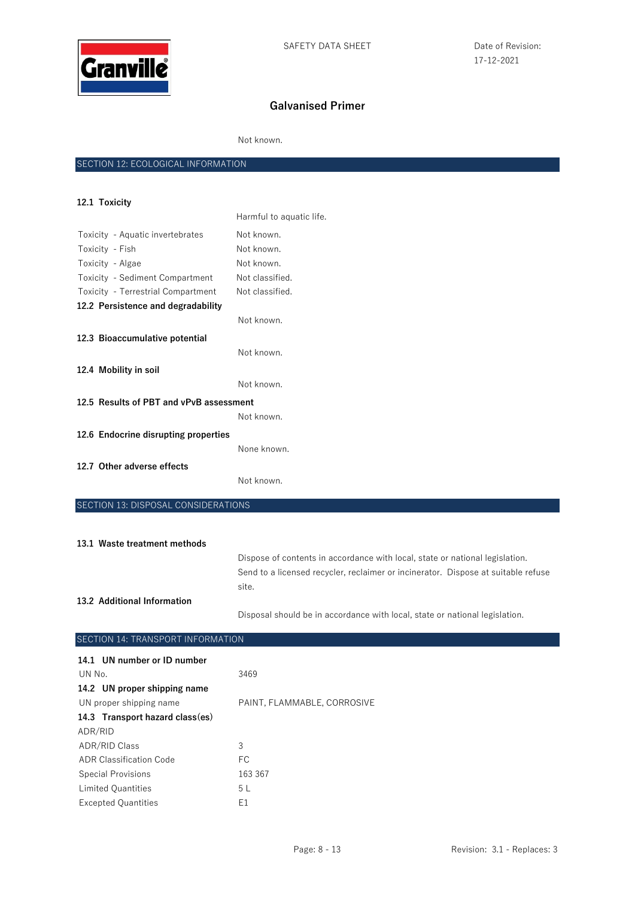Not known.

## SECTION 12: ECOLOGICAL INFORMATION

### 12.1 Toxicity

Harmful to aquatic life.

| | |
|---|---|
| Toxicity - Aquatic invertebrates | Not known. |
| Toxicity - Fish | Not known. |
| Toxicity - Algae | Not known. |
| Toxicity - Sediment Compartment | Not classified. |
| Toxicity - Terrestrial Compartment | Not classified. |

### 12.2 Persistence and degradability

Not known.

### 12.3 Bioaccumulative potential

Not known.

### 12.4 Mobility in soil

Not known.

### 12.5 Results of PBT and vPvB assessment

Not known.

### 12.6 Endocrine disrupting properties

None known.

### 12.7 Other adverse effects

Not known.

## SECTION 13: DISPOSAL CONSIDERATIONS

### 13.1 Waste treatment methods

Dispose of contents in accordance with local, state or national legislation. Send to a licensed recycler, reclaimer or incinerator. Dispose at suitable refuse site.

### 13.2 Additional Information

Disposal should be in accordance with local, state or national legislation.

## SECTION 14: TRANSPORT INFORMATION

### 14.1 UN number or ID number

| | |
|---|---|
| UN No. | 3469 |

### 14.2 UN proper shipping name

| | |
|---|---|
| UN proper shipping name | PAINT, FLAMMABLE, CORROSIVE |

### 14.3 Transport hazard class(es)

ADR/RID

| | |
|---|---|
| ADR/RID Class | 3 |
| ADR Classification Code | FC |
| Special Provisions | 163 367 |
| Limited Quantities | 5 L |
| Excepted Quantities | E1 |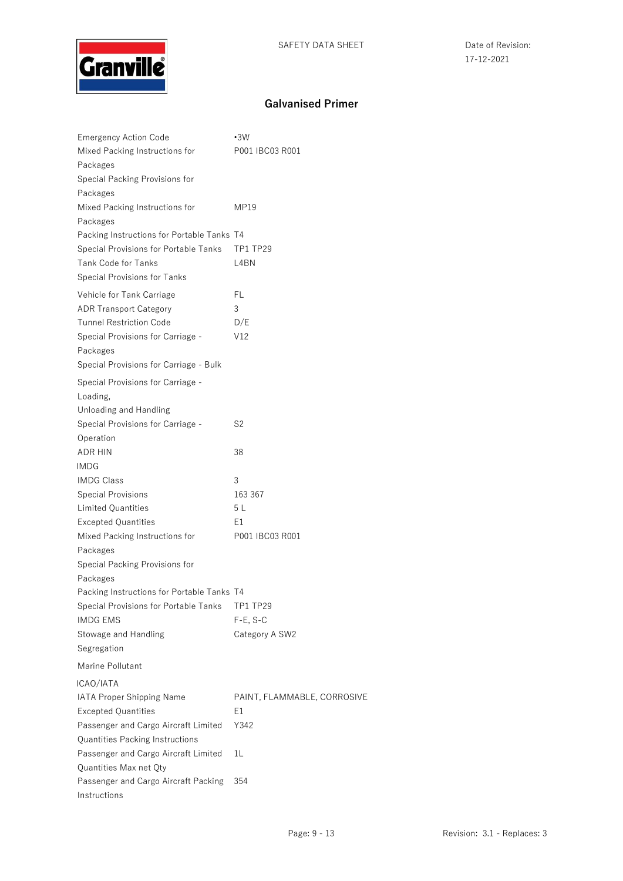# Galvanised Primer

| | |
|---|---|
| Emergency Action Code | •3W |
| Mixed Packing Instructions for Packages | P001 IBC03 R001 |
| Special Packing Provisions for Packages | |
| Mixed Packing Instructions for Packages | MP19 |
| Packing Instructions for Portable Tanks | T4 |
| Special Provisions for Portable Tanks | TP1 TP29 |
| Tank Code for Tanks | L4BN |
| Special Provisions for Tanks | |
| Vehicle for Tank Carriage | FL |
| ADR Transport Category | 3 |
| Tunnel Restriction Code | D/E |
| Special Provisions for Carriage - Packages | V12 |
| Special Provisions for Carriage - Bulk | |
| Special Provisions for Carriage - Loading, Unloading and Handling | |
| Special Provisions for Carriage - Operation | S2 |
| ADR HIN | 38 |

IMDG

| | |
|---|---|
| IMDG Class | 3 |
| Special Provisions | 163 367 |
| Limited Quantities | 5 L |
| Excepted Quantities | E1 |
| Mixed Packing Instructions for Packages | P001 IBC03 R001 |
| Special Packing Provisions for Packages | |
| Packing Instructions for Portable Tanks | T4 |
| Special Provisions for Portable Tanks | TP1 TP29 |
| IMDG EMS | F-E, S-C |
| Stowage and Handling | Category A SW2 |
| Segregation | |
| Marine Pollutant | |

ICAO/IATA

| | |
|---|---|
| IATA Proper Shipping Name | PAINT, FLAMMABLE, CORROSIVE |
| Excepted Quantities | E1 |
| Passenger and Cargo Aircraft Limited Quantities Packing Instructions | Y342 |
| Passenger and Cargo Aircraft Limited Quantities Max net Qty | 1L |
| Passenger and Cargo Aircraft Packing Instructions | 354 |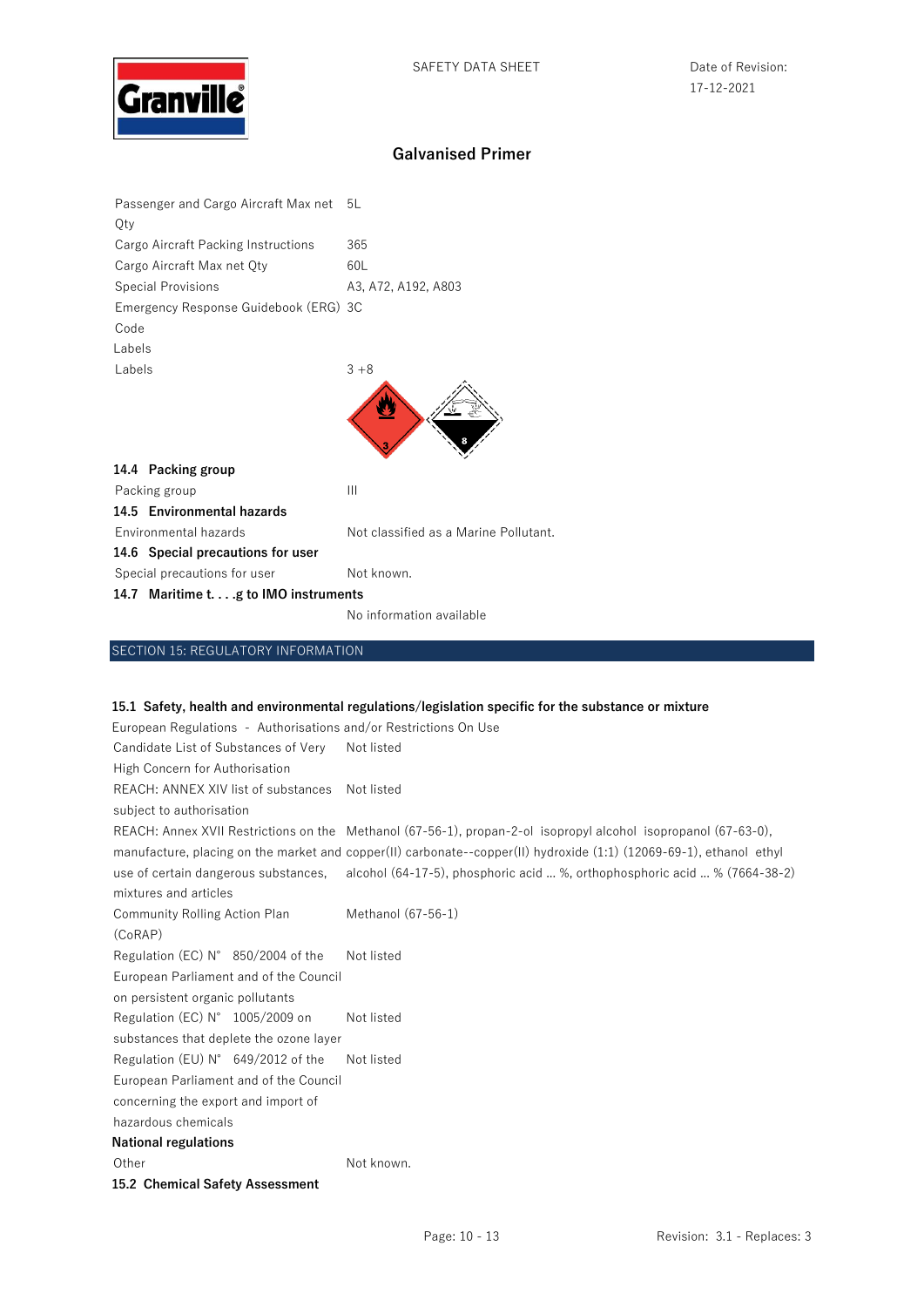| | |
|---|---|
| Passenger and Cargo Aircraft Max net Qty | 5L |
| Cargo Aircraft Packing Instructions | 365 |
| Cargo Aircraft Max net Qty | 60L |
| Special Provisions | A3, A72, A192, A803 |
| Emergency Response Guidebook (ERG) Code | 3C |
| Labels | |
| Labels | 3 +8 |

**14.4 Packing group**

| | |
|---|---|
| Packing group | III |

**14.5 Environmental hazards**

| | |
|---|---|
| Environmental hazards | Not classified as a Marine Pollutant. |

**14.6 Special precautions for user**

| | |
|---|---|
| Special precautions for user | Not known. |

**14.7 Maritime t. . . .g to IMO instruments**

No information available

## SECTION 15: REGULATORY INFORMATION

**15.1 Safety, health and environmental regulations/legislation specific for the substance or mixture**

European Regulations - Authorisations and/or Restrictions On Use

| | |
|---|---|
| Candidate List of Substances of Very High Concern for Authorisation | Not listed |
| REACH: ANNEX XIV list of substances subject to authorisation | Not listed |
| REACH: Annex XVII Restrictions on the manufacture, placing on the market and use of certain dangerous substances, mixtures and articles | Methanol (67-56-1), propan-2-ol isopropyl alcohol isopropanol (67-63-0), copper(II) carbonate--copper(II) hydroxide (1:1) (12069-69-1), ethanol ethyl alcohol (64-17-5), phosphoric acid ... %, orthophosphoric acid ... % (7664-38-2) |
| Community Rolling Action Plan (CoRAP) | Methanol (67-56-1) |
| Regulation (EC) N° 850/2004 of the European Parliament and of the Council on persistent organic pollutants | Not listed |
| Regulation (EC) N° 1005/2009 on substances that deplete the ozone layer | Not listed |
| Regulation (EU) N° 649/2012 of the European Parliament and of the Council concerning the export and import of hazardous chemicals | Not listed |

**National regulations**

| | |
|---|---|
| Other | Not known. |

**15.2 Chemical Safety Assessment**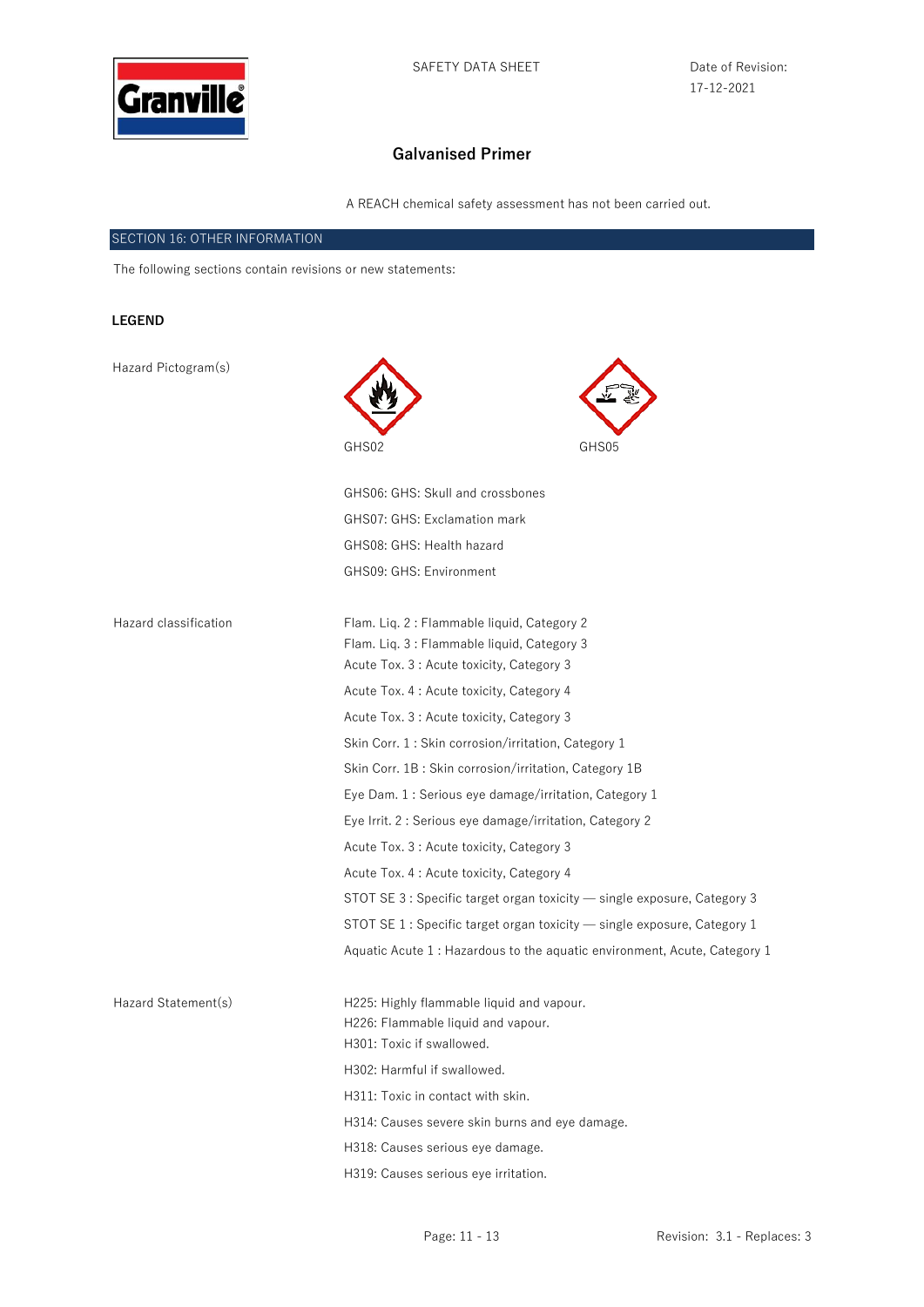# Galvanised Primer

A REACH chemical safety assessment has not been carried out.

## SECTION 16: OTHER INFORMATION

The following sections contain revisions or new statements:

**LEGEND**

Hazard Pictogram(s)

GHS02 GHS05

GHS06: GHS: Skull and crossbones

GHS07: GHS: Exclamation mark

GHS08: GHS: Health hazard

GHS09: GHS: Environment

Hazard classification

Flam. Liq. 2 : Flammable liquid, Category 2
Flam. Liq. 3 : Flammable liquid, Category 3
Acute Tox. 3 : Acute toxicity, Category 3
Acute Tox. 4 : Acute toxicity, Category 4
Acute Tox. 3 : Acute toxicity, Category 3
Skin Corr. 1 : Skin corrosion/irritation, Category 1
Skin Corr. 1B : Skin corrosion/irritation, Category 1B
Eye Dam. 1 : Serious eye damage/irritation, Category 1
Eye Irrit. 2 : Serious eye damage/irritation, Category 2
Acute Tox. 3 : Acute toxicity, Category 3
Acute Tox. 4 : Acute toxicity, Category 4
STOT SE 3 : Specific target organ toxicity — single exposure, Category 3
STOT SE 1 : Specific target organ toxicity — single exposure, Category 1
Aquatic Acute 1 : Hazardous to the aquatic environment, Acute, Category 1

Hazard Statement(s)

H225: Highly flammable liquid and vapour.
H226: Flammable liquid and vapour.
H301: Toxic if swallowed.
H302: Harmful if swallowed.
H311: Toxic in contact with skin.
H314: Causes severe skin burns and eye damage.
H318: Causes serious eye damage.
H319: Causes serious eye irritation.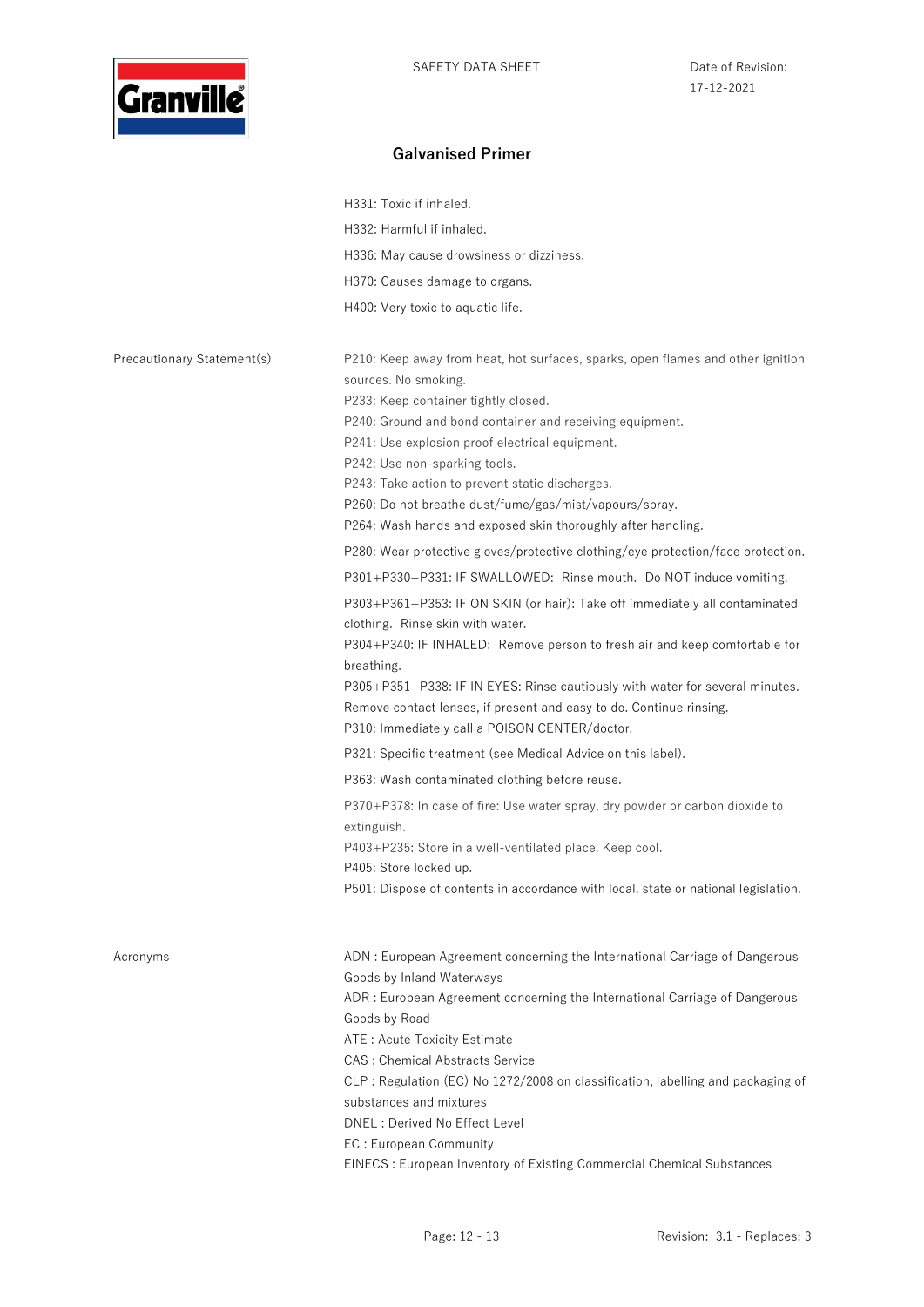H331: Toxic if inhaled.

H332: Harmful if inhaled.

H336: May cause drowsiness or dizziness.

H370: Causes damage to organs.

H400: Very toxic to aquatic life.

**Precautionary Statement(s)**

P210: Keep away from heat, hot surfaces, sparks, open flames and other ignition sources. No smoking.
P233: Keep container tightly closed.
P240: Ground and bond container and receiving equipment.
P241: Use explosion proof electrical equipment.
P242: Use non-sparking tools.
P243: Take action to prevent static discharges.
P260: Do not breathe dust/fume/gas/mist/vapours/spray.
P264: Wash hands and exposed skin thoroughly after handling.

P280: Wear protective gloves/protective clothing/eye protection/face protection.

P301+P330+P331: IF SWALLOWED: Rinse mouth. Do NOT induce vomiting.

P303+P361+P353: IF ON SKIN (or hair): Take off immediately all contaminated clothing. Rinse skin with water.
P304+P340: IF INHALED: Remove person to fresh air and keep comfortable for breathing.
P305+P351+P338: IF IN EYES: Rinse cautiously with water for several minutes. Remove contact lenses, if present and easy to do. Continue rinsing.
P310: Immediately call a POISON CENTER/doctor.

P321: Specific treatment (see Medical Advice on this label).

P363: Wash contaminated clothing before reuse.

P370+P378: In case of fire: Use water spray, dry powder or carbon dioxide to extinguish.
P403+P235: Store in a well-ventilated place. Keep cool.
P405: Store locked up.
P501: Dispose of contents in accordance with local, state or national legislation.

**Acronyms**

ADN : European Agreement concerning the International Carriage of Dangerous Goods by Inland Waterways
ADR : European Agreement concerning the International Carriage of Dangerous Goods by Road
ATE : Acute Toxicity Estimate
CAS : Chemical Abstracts Service
CLP : Regulation (EC) No 1272/2008 on classification, labelling and packaging of substances and mixtures
DNEL : Derived No Effect Level
EC : European Community
EINECS : European Inventory of Existing Commercial Chemical Substances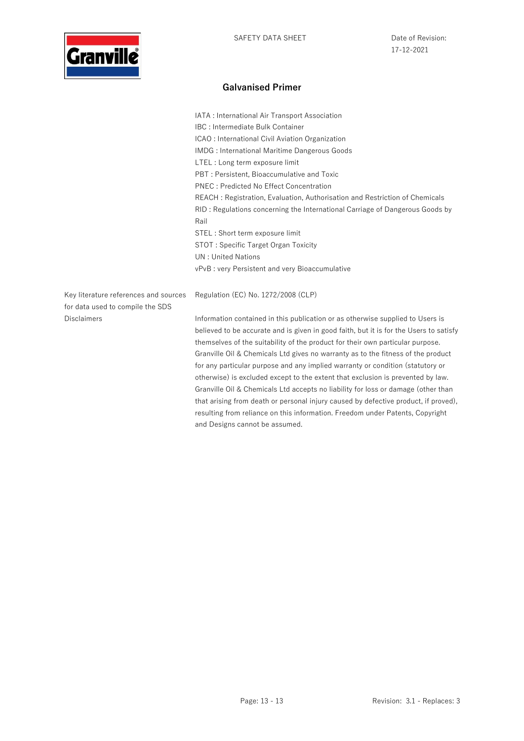IATA : International Air Transport Association
IBC : Intermediate Bulk Container
ICAO : International Civil Aviation Organization
IMDG : International Maritime Dangerous Goods
LTEL : Long term exposure limit
PBT : Persistent, Bioaccumulative and Toxic
PNEC : Predicted No Effect Concentration
REACH : Registration, Evaluation, Authorisation and Restriction of Chemicals
RID : Regulations concerning the International Carriage of Dangerous Goods by Rail
STEL : Short term exposure limit
STOT : Specific Target Organ Toxicity
UN : United Nations
vPvB : very Persistent and very Bioaccumulative

| | |
|---|---|
| Key literature references and sources for data used to compile the SDS | Regulation (EC) No. 1272/2008 (CLP) |
| Disclaimers | Information contained in this publication or as otherwise supplied to Users is believed to be accurate and is given in good faith, but it is for the Users to satisfy themselves of the suitability of the product for their own particular purpose. Granville Oil & Chemicals Ltd gives no warranty as to the fitness of the product for any particular purpose and any implied warranty or condition (statutory or otherwise) is excluded except to the extent that exclusion is prevented by law. Granville Oil & Chemicals Ltd accepts no liability for loss or damage (other than that arising from death or personal injury caused by defective product, if proved), resulting from reliance on this information. Freedom under Patents, Copyright and Designs cannot be assumed. |